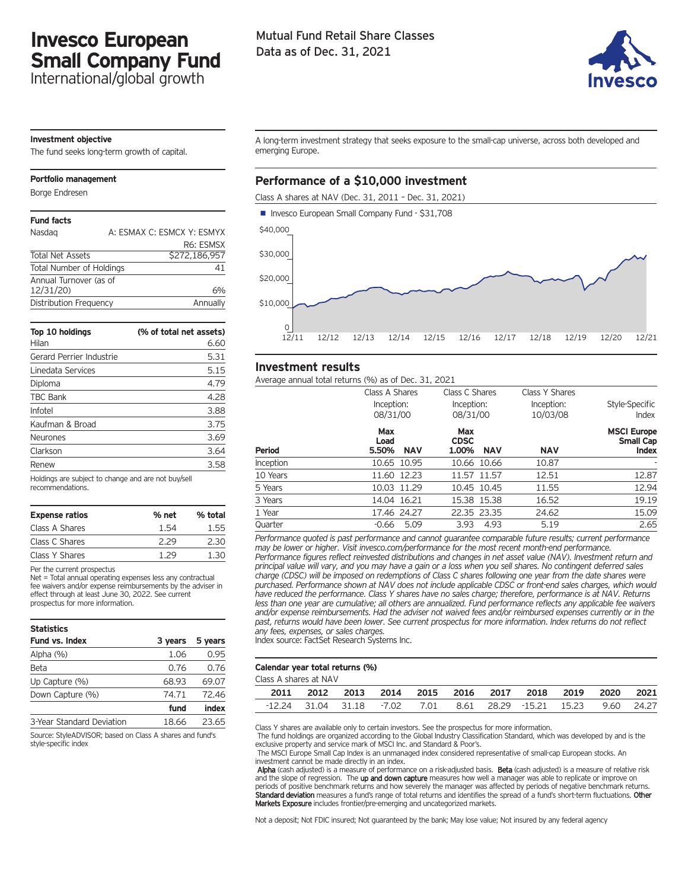# Invesco European Small Company Fund

International/global growth

Mutual Fund Retail Share Classes
Data as of Dec. 31, 2021

### Investment objective

The fund seeks long-term growth of capital.

A long-term investment strategy that seeks exposure to the small-cap universe, across both developed and emerging Europe.

### Portfolio management

Borge Endresen

### Fund facts

| | |
|---|---|
| Nasdaq | A: ESMAX C: ESMCX Y: ESMYX R6: ESMSX |
| Total Net Assets | $272,186,957 |
| Total Number of Holdings | 41 |
| Annual Turnover (as of 12/31/20) | 6% |
| Distribution Frequency | Annually |

| Top 10 holdings | (% of total net assets) |
|---|---|
| Hilan | 6.60 |
| Gerard Perrier Industrie | 5.31 |
| Linedata Services | 5.15 |
| Diploma | 4.79 |
| TBC Bank | 4.28 |
| Infotel | 3.88 |
| Kaufman & Broad | 3.75 |
| Neurones | 3.69 |
| Clarkson | 3.64 |
| Renew | 3.58 |

Holdings are subject to change and are not buy/sell recommendations.

| Expense ratios | % net | % total |
|---|---|---|
| Class A Shares | 1.54 | 1.55 |
| Class C Shares | 2.29 | 2.30 |
| Class Y Shares | 1.29 | 1.30 |

Per the current prospectus
Net = Total annual operating expenses less any contractual fee waivers and/or expense reimbursements by the adviser in effect through at least June 30, 2022. See current prospectus for more information.

### Statistics

| Fund vs. Index | 3 years | 5 years |
|---|---|---|
| Alpha (%) | 1.06 | 0.95 |
| Beta | 0.76 | 0.76 |
| Up Capture (%) | 68.93 | 69.07 |
| Down Capture (%) | 74.71 | 72.46 |
| | **fund** | **index** |
| 3-Year Standard Deviation | 18.66 | 23.65 |

Source: StyleADVISOR; based on Class A shares and fund's style-specific index

## Performance of a $10,000 investment

Class A shares at NAV (Dec. 31, 2011 – Dec. 31, 2021)

■ Invesco European Small Company Fund - $31,708

## Investment results

Average annual total returns (%) as of Dec. 31, 2021

| | Class A Shares Inception: 08/31/00 | | Class C Shares Inception: 08/31/00 | | Class Y Shares Inception: 10/03/08 | Style-Specific Index |
|---|---|---|---|---|---|---|
| **Period** | **Max Load 5.50%** | **NAV** | **Max CDSC 1.00%** | **NAV** | **NAV** | **MSCI Europe Small Cap Index** |
| Inception | 10.65 | 10.95 | 10.66 | 10.66 | 10.87 | - |
| 10 Years | 11.60 | 12.23 | 11.57 | 11.57 | 12.51 | 12.87 |
| 5 Years | 10.03 | 11.29 | 10.45 | 10.45 | 11.55 | 12.94 |
| 3 Years | 14.04 | 16.21 | 15.38 | 15.38 | 16.52 | 19.19 |
| 1 Year | 17.46 | 24.27 | 22.35 | 23.35 | 24.62 | 15.09 |
| Quarter | -0.66 | 5.09 | 3.93 | 4.93 | 5.19 | 2.65 |

*Performance quoted is past performance and cannot guarantee comparable future results; current performance may be lower or higher. Visit invesco.com/performance for the most recent month-end performance. Performance figures reflect reinvested distributions and changes in net asset value (NAV). Investment return and principal value will vary, and you may have a gain or a loss when you sell shares. No contingent deferred sales charge (CDSC) will be imposed on redemptions of Class C shares following one year from the date shares were purchased. Performance shown at NAV does not include applicable CDSC or front-end sales charges, which would have reduced the performance. Class Y shares have no sales charge; therefore, performance is at NAV. Returns less than one year are cumulative; all others are annualized. Fund performance reflects any applicable fee waivers and/or expense reimbursements. Had the adviser not waived fees and/or reimbursed expenses currently or in the past, returns would have been lower. See current prospectus for more information. Index returns do not reflect any fees, expenses, or sales charges.*
Index source: FactSet Research Systems Inc.

### Calendar year total returns (%)

Class A shares at NAV

| 2011 | 2012 | 2013 | 2014 | 2015 | 2016 | 2017 | 2018 | 2019 | 2020 | 2021 |
|---|---|---|---|---|---|---|---|---|---|---|
| -12.24 | 31.04 | 31.18 | -7.02 | 7.01 | 8.61 | 28.29 | -15.21 | 15.23 | 9.60 | 24.27 |

Class Y shares are available only to certain investors. See the prospectus for more information.
The fund holdings are organized according to the Global Industry Classification Standard, which was developed by and is the exclusive property and service mark of MSCI Inc. and Standard & Poor's.
The MSCI Europe Small Cap Index is an unmanaged index considered representative of small-cap European stocks. An investment cannot be made directly in an index.
**Alpha** (cash adjusted) is a measure of performance on a risk-adjusted basis. **Beta** (cash adjusted) is a measure of relative risk and the slope of regression. The **up and down capture** measures how well a manager was able to replicate or improve on periods of positive benchmark returns and how severely the manager was affected by periods of negative benchmark returns. **Standard deviation** measures a fund's range of total returns and identifies the spread of a fund's short-term fluctuations. **Other Markets Exposure** includes frontier/pre-emerging and uncategorized markets.

Not a deposit; Not FDIC insured; Not guaranteed by the bank; May lose value; Not insured by any federal agency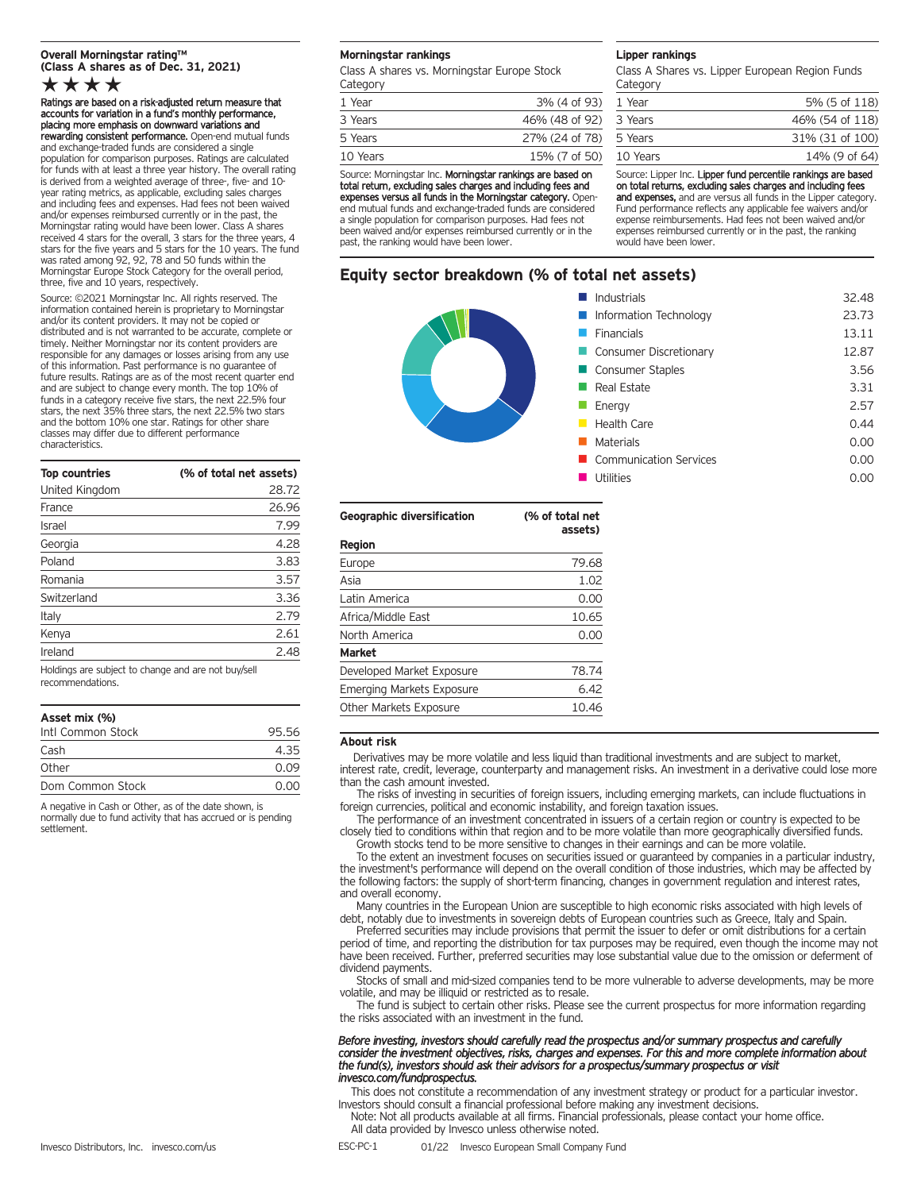**Overall Morningstar rating™ (Class A shares as of Dec. 31, 2021)**

★★★★

**Ratings are based on a risk-adjusted return measure that accounts for variation in a fund's monthly performance, placing more emphasis on downward variations and rewarding consistent performance.** Open-end mutual funds and exchange-traded funds are considered a single population for comparison purposes. Ratings are calculated for funds with at least a three year history. The overall rating is derived from a weighted average of three-, five- and 10-year rating metrics, as applicable, excluding sales charges and including fees and expenses. Had fees not been waived and/or expenses reimbursed currently or in the past, the Morningstar rating would have been lower. Class A shares received 4 stars for the overall, 3 stars for the three years, 4 stars for the five years and 5 stars for the 10 years. The fund was rated among 92, 92, 78 and 50 funds within the Morningstar Europe Stock Category for the overall period, three, five and 10 years, respectively.

Source: ©2021 Morningstar Inc. All rights reserved. The information contained herein is proprietary to Morningstar and/or its content providers. It may not be copied or distributed and is not warranted to be accurate, complete or timely. Neither Morningstar nor its content providers are responsible for any damages or losses arising from any use of this information. Past performance is no guarantee of future results. Ratings are as of the most recent quarter end and are subject to change every month. The top 10% of funds in a category receive five stars, the next 22.5% four stars, the next 35% three stars, the next 22.5% two stars and the bottom 10% one star. Ratings for other share classes may differ due to different performance characteristics.

| Top countries | (% of total net assets) |
|---|---|
| United Kingdom | 28.72 |
| France | 26.96 |
| Israel | 7.99 |
| Georgia | 4.28 |
| Poland | 3.83 |
| Romania | 3.57 |
| Switzerland | 3.36 |
| Italy | 2.79 |
| Kenya | 2.61 |
| Ireland | 2.48 |

Holdings are subject to change and are not buy/sell recommendations.

| Asset mix (%) | |
|---|---|
| Intl Common Stock | 95.56 |
| Cash | 4.35 |
| Other | 0.09 |
| Dom Common Stock | 0.00 |

A negative in Cash or Other, as of the date shown, is normally due to fund activity that has accrued or is pending settlement.

**Morningstar rankings**

Class A shares vs. Morningstar Europe Stock Category

| | |
|---|---|
| 1 Year | 3% (4 of 93) |
| 3 Years | 46% (48 of 92) |
| 5 Years | 27% (24 of 78) |
| 10 Years | 15% (7 of 50) |

Source: Morningstar Inc. **Morningstar rankings are based on total return, excluding sales charges and including fees and expenses versus all funds in the Morningstar category.** Open-end mutual funds and exchange-traded funds are considered a single population for comparison purposes. Had fees not been waived and/or expenses reimbursed currently or in the past, the ranking would have been lower.

**Lipper rankings**

Class A Shares vs. Lipper European Region Funds Category

| | |
|---|---|
| 1 Year | 5% (5 of 118) |
| 3 Years | 46% (54 of 118) |
| 5 Years | 31% (31 of 100) |
| 10 Years | 14% (9 of 64) |

Source: Lipper Inc. **Lipper fund percentile rankings are based on total returns, excluding sales charges and including fees and expenses,** and are versus all funds in the Lipper category. Fund performance reflects any applicable fee waivers and/or expense reimbursements. Had fees not been waived and/or expenses reimbursed currently or in the past, the ranking would have been lower.

## Equity sector breakdown (% of total net assets)

Industrials 32.48
Information Technology 23.73
Financials 13.11
Consumer Discretionary 12.87
Consumer Staples 3.56
Real Estate 3.31
Energy 2.57
Health Care 0.44
Materials 0.00
Communication Services 0.00
Utilities 0.00

| Geographic diversification | (% of total net assets) |
|---|---|
| **Region** | |
| Europe | 79.68 |
| Asia | 1.02 |
| Latin America | 0.00 |
| Africa/Middle East | 10.65 |
| North America | 0.00 |
| **Market** | |
| Developed Market Exposure | 78.74 |
| Emerging Markets Exposure | 6.42 |
| Other Markets Exposure | 10.46 |

**About risk**

Derivatives may be more volatile and less liquid than traditional investments and are subject to market, interest rate, credit, leverage, counterparty and management risks. An investment in a derivative could lose more than the cash amount invested.

The risks of investing in securities of foreign issuers, including emerging markets, can include fluctuations in foreign currencies, political and economic instability, and foreign taxation issues.

The performance of an investment concentrated in issuers of a certain region or country is expected to be closely tied to conditions within that region and to be more volatile than more geographically diversified funds.

Growth stocks tend to be more sensitive to changes in their earnings and can be more volatile.

To the extent an investment focuses on securities issued or guaranteed by companies in a particular industry, the investment's performance will depend on the overall condition of those industries, which may be affected by the following factors: the supply of short-term financing, changes in government regulation and interest rates, and overall economy.

Many countries in the European Union are susceptible to high economic risks associated with high levels of debt, notably due to investments in sovereign debts of European countries such as Greece, Italy and Spain.

Preferred securities may include provisions that permit the issuer to defer or omit distributions for a certain period of time, and reporting the distribution for tax purposes may be required, even though the income may not have been received. Further, preferred securities may lose substantial value due to the omission or deferment of dividend payments.

Stocks of small and mid-sized companies tend to be more vulnerable to adverse developments, may be more volatile, and may be illiquid or restricted as to resale.

The fund is subject to certain other risks. Please see the current prospectus for more information regarding the risks associated with an investment in the fund.

*Before investing, investors should carefully read the prospectus and/or summary prospectus and carefully consider the investment objectives, risks, charges and expenses. For this and more complete information about the fund(s), investors should ask their advisors for a prospectus/summary prospectus or visit invesco.com/fundprospectus.*

This does not constitute a recommendation of any investment strategy or product for a particular investor. Investors should consult a financial professional before making any investment decisions.

Note: Not all products available at all firms. Financial professionals, please contact your home office.

All data provided by Invesco unless otherwise noted.

Invesco Distributors, Inc. invesco.com/us ESC-PC-1 01/22 Invesco European Small Company Fund